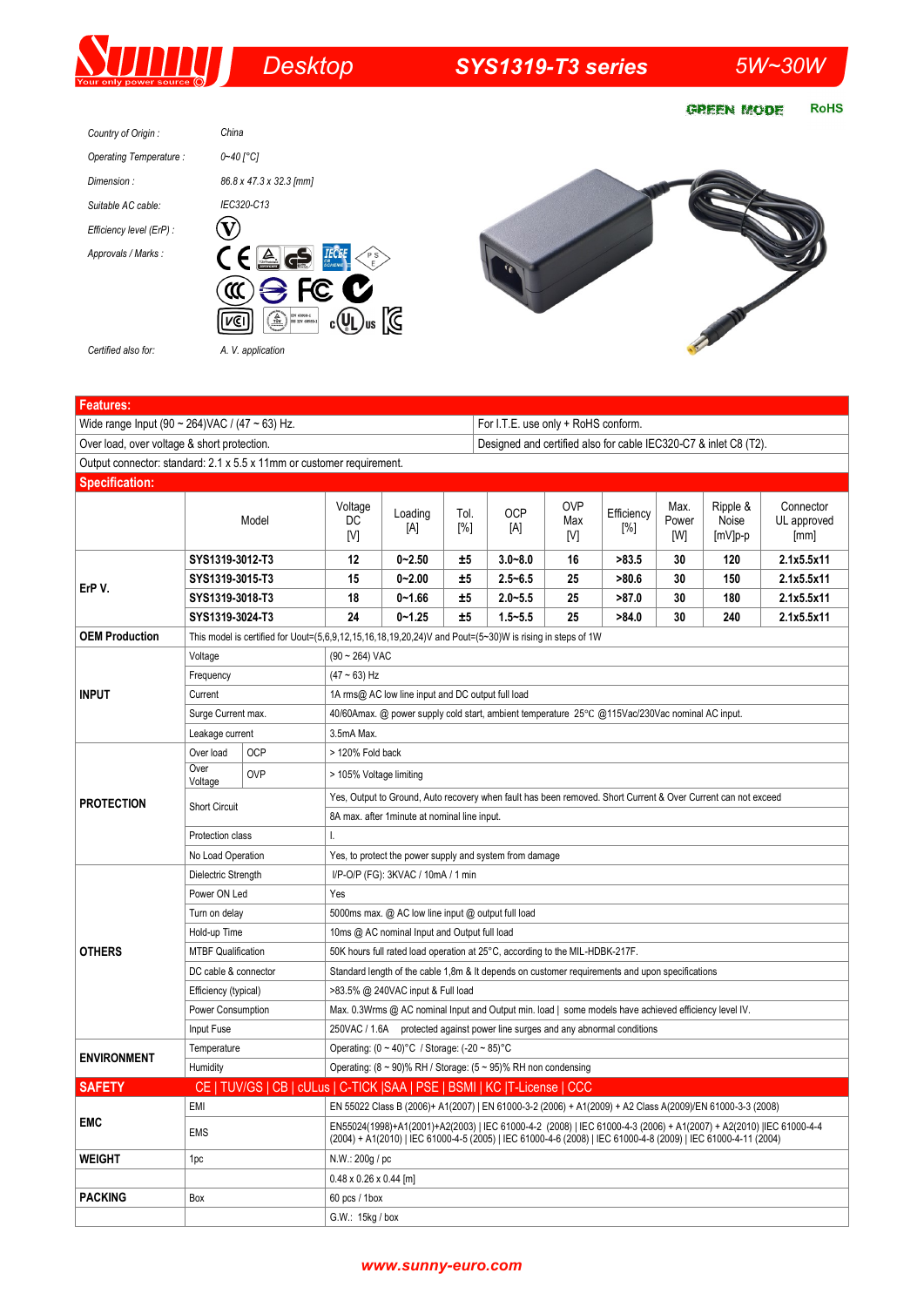# Sunny — Desktop — SYS1319-T3 series — 5W~30W

GREEN MODE RoHS

| | |
|---|---|
| Country of Origin : | China |
| Operating Temperature : | 0~40 [°C] |
| Dimension : | 86.8 x 47.3 x 32.3 [mm] |
| Suitable AC cable: | IEC320-C13 |
| Efficiency level (ErP) : | V |
| Approvals / Marks : | |
| Certified also for: | A. V. application |

## Features:

| | |
|---|---|
| Wide range Input (90 ~ 264)VAC / (47 ~ 63) Hz. | For I.T.E. use only + RoHS conform. |
| Over load, over voltage & short protection. | Designed and certified also for cable IEC320-C7 & inlet C8 (T2). |
| Output connector: standard: 2.1 x 5.5 x 11mm or customer requirement. | |

## Specification:

| | Model | Voltage DC [V] | Loading [A] | Tol. [%] | OCP [A] | OVP Max [V] | Efficiency [%] | Max. Power [W] | Ripple & Noise [mV]p-p | Connector UL approved [mm] |
|---|---|---|---|---|---|---|---|---|---|---|
| ErP V. | SYS1319-3012-T3 | 12 | 0~2.50 | ±5 | 3.0~8.0 | 16 | >83.5 | 30 | 120 | 2.1x5.5x11 |
| | SYS1319-3015-T3 | 15 | 0~2.00 | ±5 | 2.5~6.5 | 25 | >80.6 | 30 | 150 | 2.1x5.5x11 |
| | SYS1319-3018-T3 | 18 | 0~1.66 | ±5 | 2.0~5.5 | 25 | >87.0 | 30 | 180 | 2.1x5.5x11 |
| | SYS1319-3024-T3 | 24 | 0~1.25 | ±5 | 1.5~5.5 | 25 | >84.0 | 30 | 240 | 2.1x5.5x11 |

| | | |
|---|---|---|
| **OEM Production** | This model is certified for Uout=(5,6,9,12,15,16,18,19,20,24)V and Pout=(5~30)W is rising in steps of 1W | |
| **INPUT** | Voltage | (90 ~ 264) VAC |
| | Frequency | (47 ~ 63) Hz |
| | Current | 1A rms@ AC low line input and DC output full load |
| | Surge Current max. | 40/60Amax. @ power supply cold start, ambient temperature 25°C @115Vac/230Vac nominal AC input. |
| | Leakage current | 3.5mA Max. |
| **PROTECTION** | Over load — OCP | > 120% Fold back |
| | Over Voltage — OVP | > 105% Voltage limiting |
| | Short Circuit | Yes, Output to Ground, Auto recovery when fault has been removed. Short Current & Over Current can not exceed 8A max. after 1minute at nominal line input. |
| | Protection class | I. |
| | No Load Operation | Yes, to protect the power supply and system from damage |
| **OTHERS** | Dielectric Strength | I/P-O/P (FG): 3KVAC / 10mA / 1 min |
| | Power ON Led | Yes |
| | Turn on delay | 5000ms max. @ AC low line input @ output full load |
| | Hold-up Time | 10ms @ AC nominal Input and Output full load |
| | MTBF Qualification | 50K hours full rated load operation at 25°C, according to the MIL-HDBK-217F. |
| | DC cable & connector | Standard length of the cable 1,8m & It depends on customer requirements and upon specifications |
| | Efficiency (typical) | >83.5% @ 240VAC input & Full load |
| | Power Consumption | Max. 0.3Wrms @ AC nominal Input and Output min. load \| some models have achieved efficiency level IV. |
| | Input Fuse | 250VAC / 1.6A protected against power line surges and any abnormal conditions |
| **ENVIRONMENT** | Temperature | Operating: (0 ~ 40)°C / Storage: (-20 ~ 85)°C |
| | Humidity | Operating: (8 ~ 90)% RH / Storage: (5 ~ 95)% RH non condensing |
| **SAFETY** | CE \| TUV/GS \| CB \| cULus \| C-TICK \|SAA \| PSE \| BSMI \| KC \|T-License \| CCC | |
| **EMC** | EMI | EN 55022 Class B (2006)+ A1(2007) \| EN 61000-3-2 (2006) + A1(2009) + A2 Class A(2009)/EN 61000-3-3 (2008) |
| | EMS | EN55024(1998)+A1(2001)+A2(2003) \| IEC 61000-4-2 (2008) \| IEC 61000-4-3 (2006) + A1(2007) + A2(2010) \|IEC 61000-4-4 (2004) + A1(2010) \| IEC 61000-4-5 (2005) \| IEC 61000-4-6 (2008) \| IEC 61000-4-8 (2009) \| IEC 61000-4-11 (2004) |
| **WEIGHT** | 1pc | N.W.: 200g / pc |
| | | 0.48 x 0.26 x 0.44 [m] |
| **PACKING** | Box | 60 pcs / 1box |
| | | G.W.: 15kg / box |

www.sunny-euro.com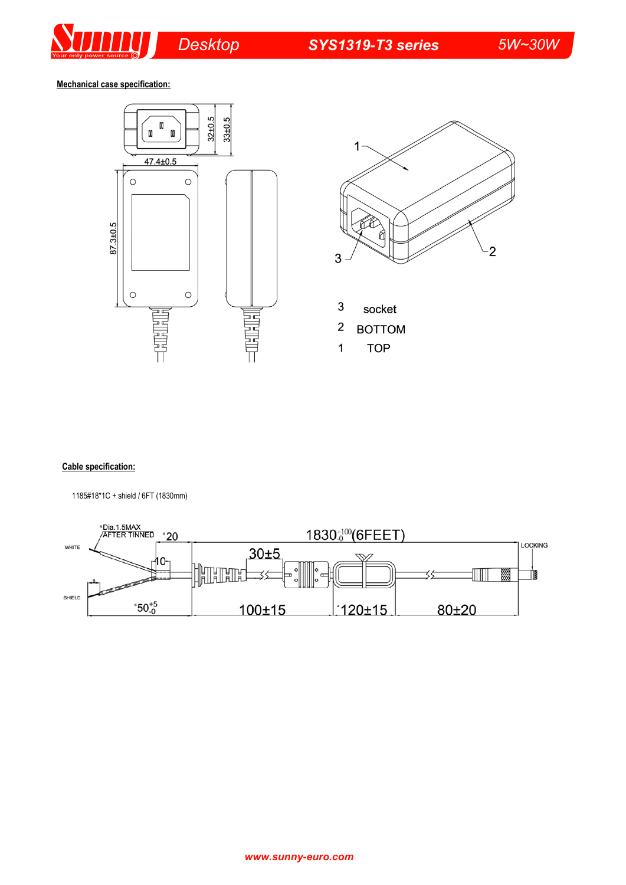**Mechanical case specification:**

32±0.5

33±0.5

47.4±0.5

87.3±0.5

1

2

3

3 socket

2 BOTTOM

1 TOP

**Cable specification:**

1185#18*1C + shield / 6FT (1830mm)

*Dia.1.5MAX AFTER TINNED

*20

$1830^{+100}_{-0}$(6FEET)

WHITE

10

30±5

LOCKING

8

SHIELD

$*50^{+5}_{-0}$

100±15

*120±15

80±20